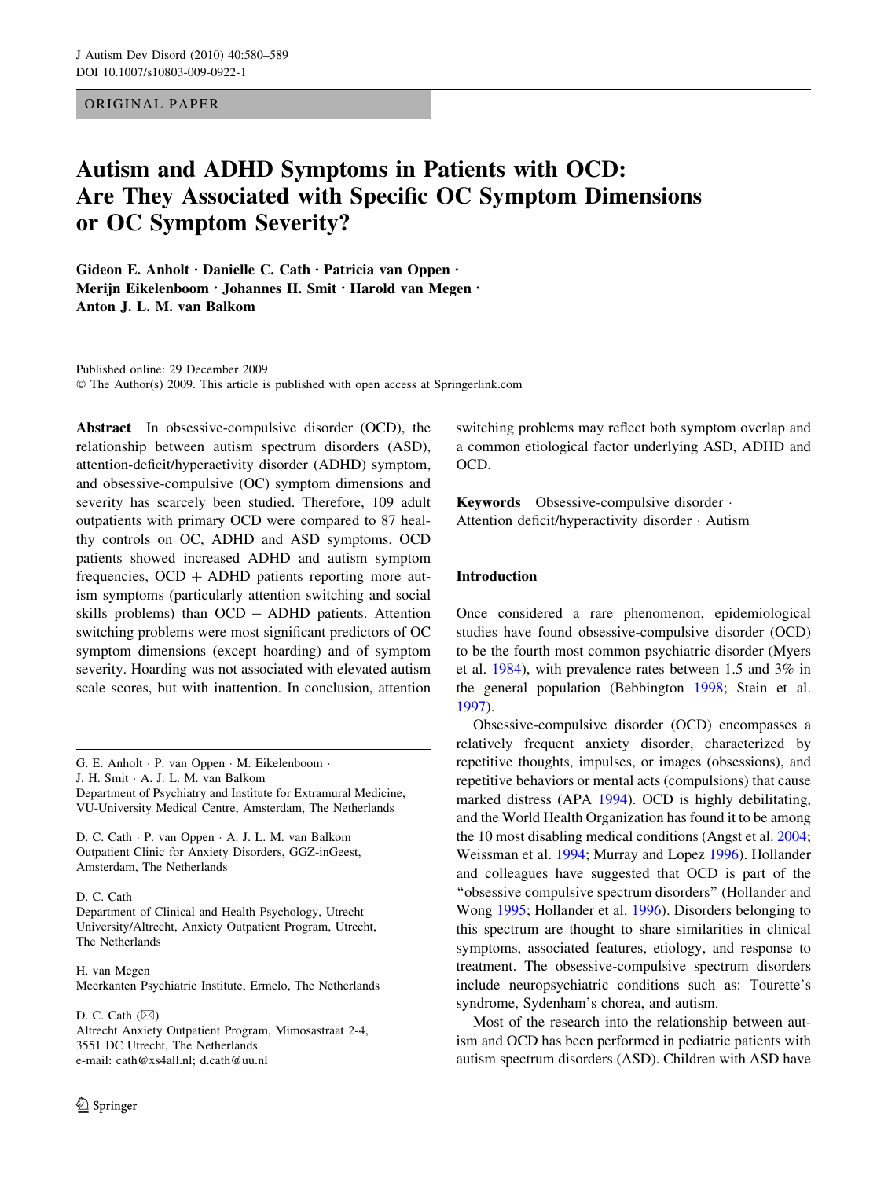ORIGINAL PAPER

# Autism and ADHD Symptoms in Patients with OCD: Are They Associated with Specific OC Symptom Dimensions or OC Symptom Severity?

**Gideon E. Anholt · Danielle C. Cath · Patricia van Oppen · Merijn Eikelenboom · Johannes H. Smit · Harold van Megen · Anton J. L. M. van Balkom**

Published online: 29 December 2009
© The Author(s) 2009. This article is published with open access at Springerlink.com

**Abstract** In obsessive-compulsive disorder (OCD), the relationship between autism spectrum disorders (ASD), attention-deficit/hyperactivity disorder (ADHD) symptom, and obsessive-compulsive (OC) symptom dimensions and severity has scarcely been studied. Therefore, 109 adult outpatients with primary OCD were compared to 87 healthy controls on OC, ADHD and ASD symptoms. OCD patients showed increased ADHD and autism symptom frequencies, OCD + ADHD patients reporting more autism symptoms (particularly attention switching and social skills problems) than OCD − ADHD patients. Attention switching problems were most significant predictors of OC symptom dimensions (except hoarding) and of symptom severity. Hoarding was not associated with elevated autism scale scores, but with inattention. In conclusion, attention switching problems may reflect both symptom overlap and a common etiological factor underlying ASD, ADHD and OCD.

**Keywords** Obsessive-compulsive disorder · Attention deficit/hyperactivity disorder · Autism

G. E. Anholt · P. van Oppen · M. Eikelenboom · J. H. Smit · A. J. L. M. van Balkom
Department of Psychiatry and Institute for Extramural Medicine, VU-University Medical Centre, Amsterdam, The Netherlands

D. C. Cath · P. van Oppen · A. J. L. M. van Balkom
Outpatient Clinic for Anxiety Disorders, GGZ-inGeest, Amsterdam, The Netherlands

D. C. Cath
Department of Clinical and Health Psychology, Utrecht University/Altrecht, Anxiety Outpatient Program, Utrecht, The Netherlands

H. van Megen
Meerkanten Psychiatric Institute, Ermelo, The Netherlands

D. C. Cath (✉)
Altrecht Anxiety Outpatient Program, Mimosastraat 2-4, 3551 DC Utrecht, The Netherlands
e-mail: cath@xs4all.nl; d.cath@uu.nl

## Introduction

Once considered a rare phenomenon, epidemiological studies have found obsessive-compulsive disorder (OCD) to be the fourth most common psychiatric disorder (Myers et al. 1984), with prevalence rates between 1.5 and 3% in the general population (Bebbington 1998; Stein et al. 1997).

Obsessive-compulsive disorder (OCD) encompasses a relatively frequent anxiety disorder, characterized by repetitive thoughts, impulses, or images (obsessions), and repetitive behaviors or mental acts (compulsions) that cause marked distress (APA 1994). OCD is highly debilitating, and the World Health Organization has found it to be among the 10 most disabling medical conditions (Angst et al. 2004; Weissman et al. 1994; Murray and Lopez 1996). Hollander and colleagues have suggested that OCD is part of the "obsessive compulsive spectrum disorders" (Hollander and Wong 1995; Hollander et al. 1996). Disorders belonging to this spectrum are thought to share similarities in clinical symptoms, associated features, etiology, and response to treatment. The obsessive-compulsive spectrum disorders include neuropsychiatric conditions such as: Tourette's syndrome, Sydenham's chorea, and autism.

Most of the research into the relationship between autism and OCD has been performed in pediatric patients with autism spectrum disorders (ASD). Children with ASD have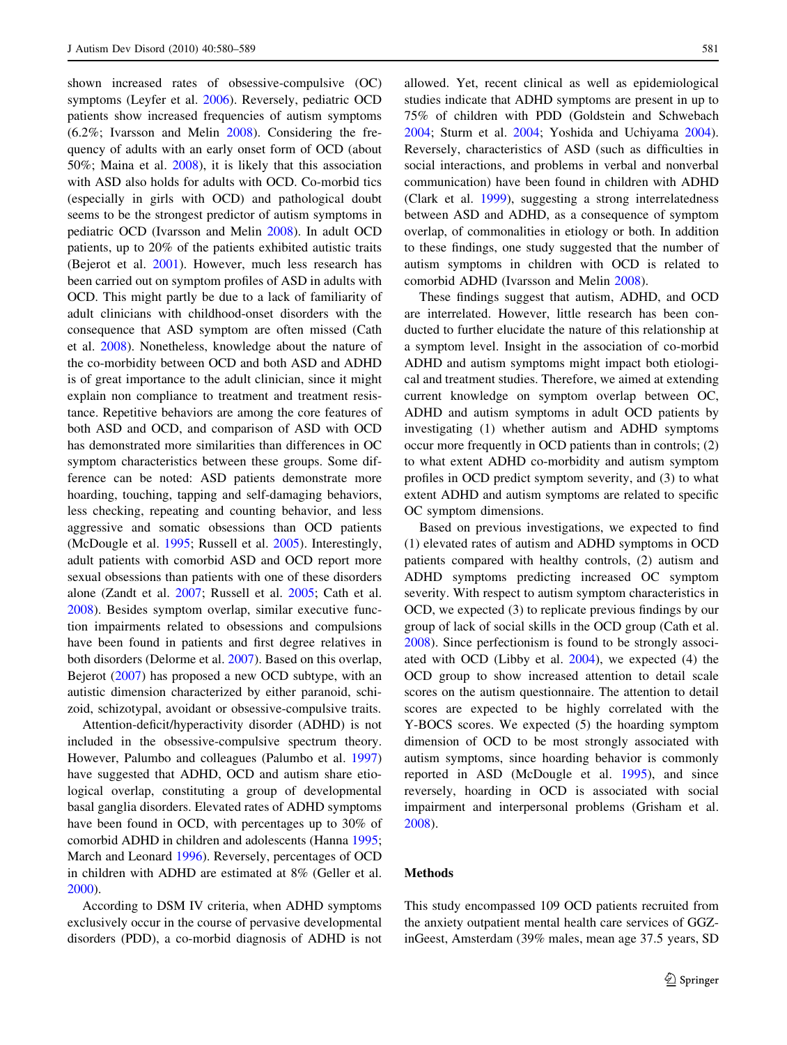shown increased rates of obsessive-compulsive (OC) symptoms (Leyfer et al. 2006). Reversely, pediatric OCD patients show increased frequencies of autism symptoms (6.2%; Ivarsson and Melin 2008). Considering the frequency of adults with an early onset form of OCD (about 50%; Maina et al. 2008), it is likely that this association with ASD also holds for adults with OCD. Co-morbid tics (especially in girls with OCD) and pathological doubt seems to be the strongest predictor of autism symptoms in pediatric OCD (Ivarsson and Melin 2008). In adult OCD patients, up to 20% of the patients exhibited autistic traits (Bejerot et al. 2001). However, much less research has been carried out on symptom profiles of ASD in adults with OCD. This might partly be due to a lack of familiarity of adult clinicians with childhood-onset disorders with the consequence that ASD symptom are often missed (Cath et al. 2008). Nonetheless, knowledge about the nature of the co-morbidity between OCD and both ASD and ADHD is of great importance to the adult clinician, since it might explain non compliance to treatment and treatment resistance. Repetitive behaviors are among the core features of both ASD and OCD, and comparison of ASD with OCD has demonstrated more similarities than differences in OC symptom characteristics between these groups. Some difference can be noted: ASD patients demonstrate more hoarding, touching, tapping and self-damaging behaviors, less checking, repeating and counting behavior, and less aggressive and somatic obsessions than OCD patients (McDougle et al. 1995; Russell et al. 2005). Interestingly, adult patients with comorbid ASD and OCD report more sexual obsessions than patients with one of these disorders alone (Zandt et al. 2007; Russell et al. 2005; Cath et al. 2008). Besides symptom overlap, similar executive function impairments related to obsessions and compulsions have been found in patients and first degree relatives in both disorders (Delorme et al. 2007). Based on this overlap, Bejerot (2007) has proposed a new OCD subtype, with an autistic dimension characterized by either paranoid, schizoid, schizotypal, avoidant or obsessive-compulsive traits.

Attention-deficit/hyperactivity disorder (ADHD) is not included in the obsessive-compulsive spectrum theory. However, Palumbo and colleagues (Palumbo et al. 1997) have suggested that ADHD, OCD and autism share etiological overlap, constituting a group of developmental basal ganglia disorders. Elevated rates of ADHD symptoms have been found in OCD, with percentages up to 30% of comorbid ADHD in children and adolescents (Hanna 1995; March and Leonard 1996). Reversely, percentages of OCD in children with ADHD are estimated at 8% (Geller et al. 2000).

According to DSM IV criteria, when ADHD symptoms exclusively occur in the course of pervasive developmental disorders (PDD), a co-morbid diagnosis of ADHD is not allowed. Yet, recent clinical as well as epidemiological studies indicate that ADHD symptoms are present in up to 75% of children with PDD (Goldstein and Schwebach 2004; Sturm et al. 2004; Yoshida and Uchiyama 2004). Reversely, characteristics of ASD (such as difficulties in social interactions, and problems in verbal and nonverbal communication) have been found in children with ADHD (Clark et al. 1999), suggesting a strong interrelatedness between ASD and ADHD, as a consequence of symptom overlap, of commonalities in etiology or both. In addition to these findings, one study suggested that the number of autism symptoms in children with OCD is related to comorbid ADHD (Ivarsson and Melin 2008).

These findings suggest that autism, ADHD, and OCD are interrelated. However, little research has been conducted to further elucidate the nature of this relationship at a symptom level. Insight in the association of co-morbid ADHD and autism symptoms might impact both etiological and treatment studies. Therefore, we aimed at extending current knowledge on symptom overlap between OC, ADHD and autism symptoms in adult OCD patients by investigating (1) whether autism and ADHD symptoms occur more frequently in OCD patients than in controls; (2) to what extent ADHD co-morbidity and autism symptom profiles in OCD predict symptom severity, and (3) to what extent ADHD and autism symptoms are related to specific OC symptom dimensions.

Based on previous investigations, we expected to find (1) elevated rates of autism and ADHD symptoms in OCD patients compared with healthy controls, (2) autism and ADHD symptoms predicting increased OC symptom severity. With respect to autism symptom characteristics in OCD, we expected (3) to replicate previous findings by our group of lack of social skills in the OCD group (Cath et al. 2008). Since perfectionism is found to be strongly associated with OCD (Libby et al. 2004), we expected (4) the OCD group to show increased attention to detail scale scores on the autism questionnaire. The attention to detail scores are expected to be highly correlated with the Y-BOCS scores. We expected (5) the hoarding symptom dimension of OCD to be most strongly associated with autism symptoms, since hoarding behavior is commonly reported in ASD (McDougle et al. 1995), and since reversely, hoarding in OCD is associated with social impairment and interpersonal problems (Grisham et al. 2008).

## Methods

This study encompassed 109 OCD patients recruited from the anxiety outpatient mental health care services of GGZ-inGeest, Amsterdam (39% males, mean age 37.5 years, SD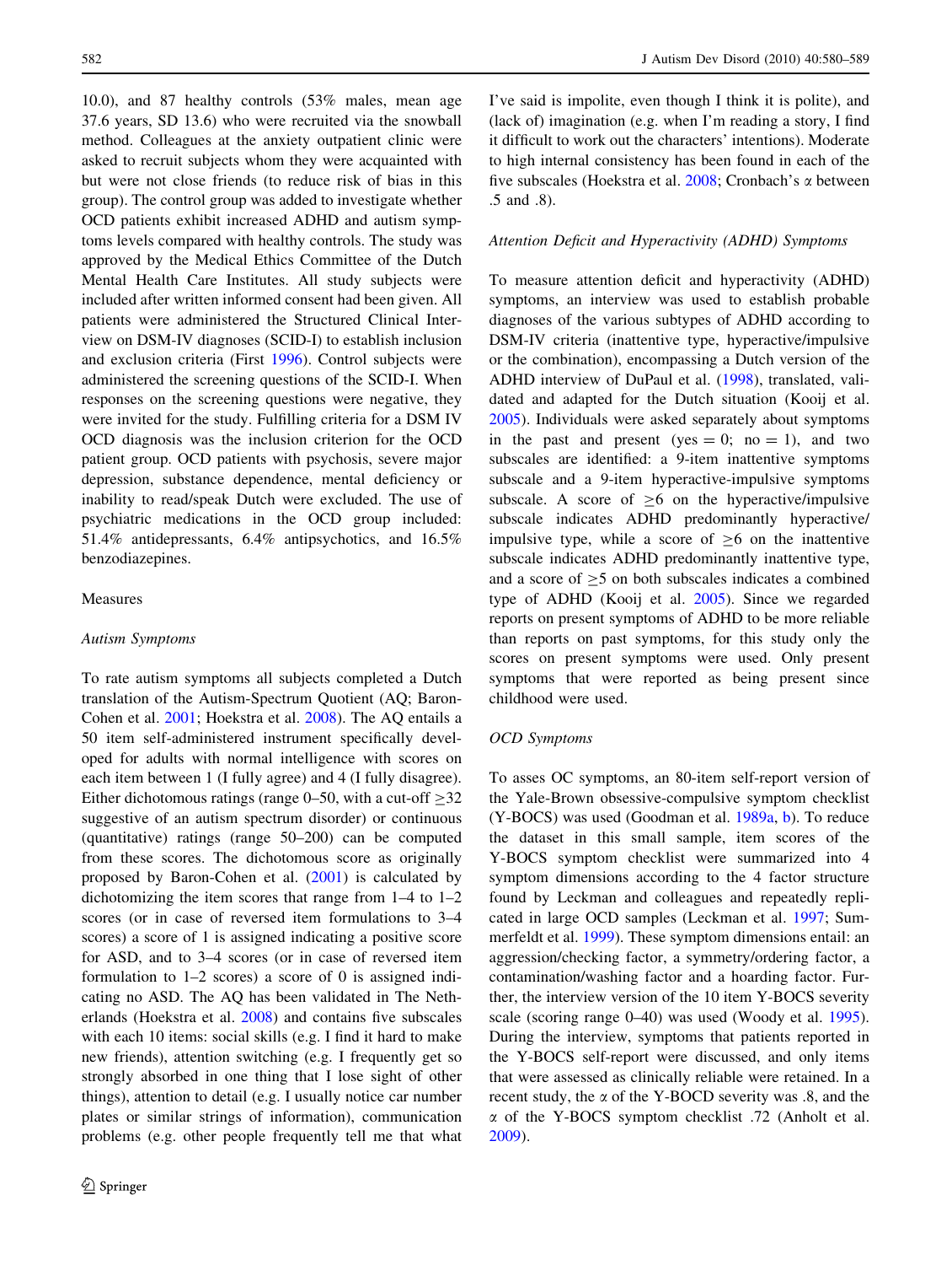10.0), and 87 healthy controls (53% males, mean age 37.6 years, SD 13.6) who were recruited via the snowball method. Colleagues at the anxiety outpatient clinic were asked to recruit subjects whom they were acquainted with but were not close friends (to reduce risk of bias in this group). The control group was added to investigate whether OCD patients exhibit increased ADHD and autism symptoms levels compared with healthy controls. The study was approved by the Medical Ethics Committee of the Dutch Mental Health Care Institutes. All study subjects were included after written informed consent had been given. All patients were administered the Structured Clinical Interview on DSM-IV diagnoses (SCID-I) to establish inclusion and exclusion criteria (First 1996). Control subjects were administered the screening questions of the SCID-I. When responses on the screening questions were negative, they were invited for the study. Fulfilling criteria for a DSM IV OCD diagnosis was the inclusion criterion for the OCD patient group. OCD patients with psychosis, severe major depression, substance dependence, mental deficiency or inability to read/speak Dutch were excluded. The use of psychiatric medications in the OCD group included: 51.4% antidepressants, 6.4% antipsychotics, and 16.5% benzodiazepines.

## Measures

### *Autism Symptoms*

To rate autism symptoms all subjects completed a Dutch translation of the Autism-Spectrum Quotient (AQ; Baron-Cohen et al. 2001; Hoekstra et al. 2008). The AQ entails a 50 item self-administered instrument specifically developed for adults with normal intelligence with scores on each item between 1 (I fully agree) and 4 (I fully disagree). Either dichotomous ratings (range 0–50, with a cut-off $\geq$32 suggestive of an autism spectrum disorder) or continuous (quantitative) ratings (range 50–200) can be computed from these scores. The dichotomous score as originally proposed by Baron-Cohen et al. (2001) is calculated by dichotomizing the item scores that range from 1–4 to 1–2 scores (or in case of reversed item formulations to 3–4 scores) a score of 1 is assigned indicating a positive score for ASD, and to 3–4 scores (or in case of reversed item formulation to 1–2 scores) a score of 0 is assigned indicating no ASD. The AQ has been validated in The Netherlands (Hoekstra et al. 2008) and contains five subscales with each 10 items: social skills (e.g. I find it hard to make new friends), attention switching (e.g. I frequently get so strongly absorbed in one thing that I lose sight of other things), attention to detail (e.g. I usually notice car number plates or similar strings of information), communication problems (e.g. other people frequently tell me that what I've said is impolite, even though I think it is polite), and (lack of) imagination (e.g. when I'm reading a story, I find it difficult to work out the characters' intentions). Moderate to high internal consistency has been found in each of the five subscales (Hoekstra et al. 2008; Cronbach's $\alpha$ between .5 and .8).

### *Attention Deficit and Hyperactivity (ADHD) Symptoms*

To measure attention deficit and hyperactivity (ADHD) symptoms, an interview was used to establish probable diagnoses of the various subtypes of ADHD according to DSM-IV criteria (inattentive type, hyperactive/impulsive or the combination), encompassing a Dutch version of the ADHD interview of DuPaul et al. (1998), translated, validated and adapted for the Dutch situation (Kooij et al. 2005). Individuals were asked separately about symptoms in the past and present (yes = 0; no = 1), and two subscales are identified: a 9-item inattentive symptoms subscale and a 9-item hyperactive-impulsive symptoms subscale. A score of $\geq$6 on the hyperactive/impulsive subscale indicates ADHD predominantly hyperactive/impulsive type, while a score of $\geq$6 on the inattentive subscale indicates ADHD predominantly inattentive type, and a score of $\geq$5 on both subscales indicates a combined type of ADHD (Kooij et al. 2005). Since we regarded reports on present symptoms of ADHD to be more reliable than reports on past symptoms, for this study only the scores on present symptoms were used. Only present symptoms that were reported as being present since childhood were used.

### *OCD Symptoms*

To asses OC symptoms, an 80-item self-report version of the Yale-Brown obsessive-compulsive symptom checklist (Y-BOCS) was used (Goodman et al. 1989a, b). To reduce the dataset in this small sample, item scores of the Y-BOCS symptom checklist were summarized into 4 symptom dimensions according to the 4 factor structure found by Leckman and colleagues and repeatedly replicated in large OCD samples (Leckman et al. 1997; Summerfeldt et al. 1999). These symptom dimensions entail: an aggression/checking factor, a symmetry/ordering factor, a contamination/washing factor and a hoarding factor. Further, the interview version of the 10 item Y-BOCS severity scale (scoring range 0–40) was used (Woody et al. 1995). During the interview, symptoms that patients reported in the Y-BOCS self-report were discussed, and only items that were assessed as clinically reliable were retained. In a recent study, the $\alpha$ of the Y-BOCD severity was .8, and the $\alpha$ of the Y-BOCS symptom checklist .72 (Anholt et al. 2009).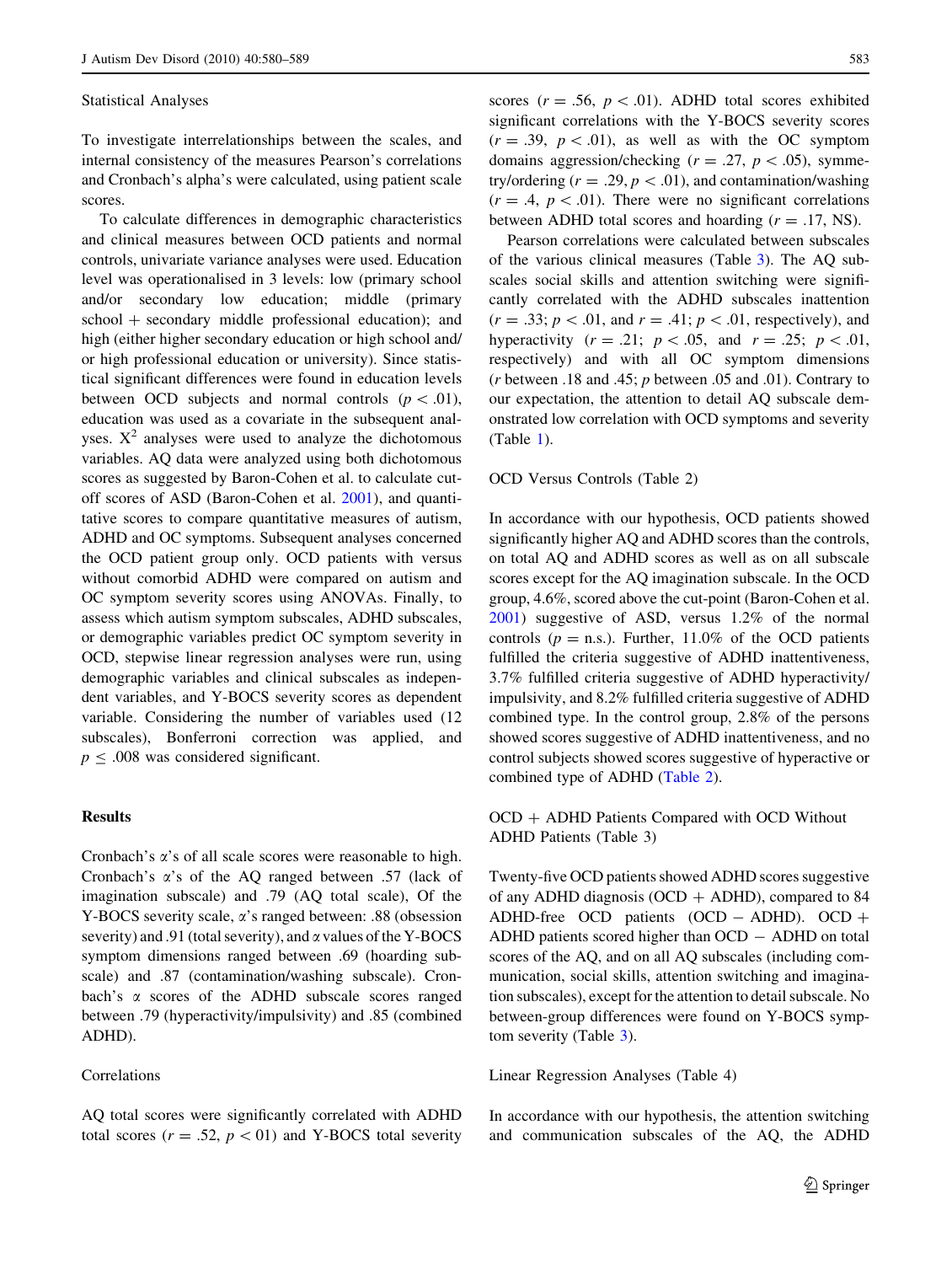### Statistical Analyses

To investigate interrelationships between the scales, and internal consistency of the measures Pearson's correlations and Cronbach's alpha's were calculated, using patient scale scores.

To calculate differences in demographic characteristics and clinical measures between OCD patients and normal controls, univariate variance analyses were used. Education level was operationalised in 3 levels: low (primary school and/or secondary low education; middle (primary school + secondary middle professional education); and high (either higher secondary education or high school and/or high professional education or university). Since statistical significant differences were found in education levels between OCD subjects and normal controls ($p < .01$), education was used as a covariate in the subsequent analyses. $X^2$ analyses were used to analyze the dichotomous variables. AQ data were analyzed using both dichotomous scores as suggested by Baron-Cohen et al. to calculate cut-off scores of ASD (Baron-Cohen et al. 2001), and quantitative scores to compare quantitative measures of autism, ADHD and OC symptoms. Subsequent analyses concerned the OCD patient group only. OCD patients with versus without comorbid ADHD were compared on autism and OC symptom severity scores using ANOVAs. Finally, to assess which autism symptom subscales, ADHD subscales, or demographic variables predict OC symptom severity in OCD, stepwise linear regression analyses were run, using demographic variables and clinical subscales as independent variables, and Y-BOCS severity scores as dependent variable. Considering the number of variables used (12 subscales), Bonferroni correction was applied, and $p \leq .008$ was considered significant.

## Results

Cronbach's $\alpha$'s of all scale scores were reasonable to high. Cronbach's $\alpha$'s of the AQ ranged between .57 (lack of imagination subscale) and .79 (AQ total scale), Of the Y-BOCS severity scale, $\alpha$'s ranged between: .88 (obsession severity) and .91 (total severity), and $\alpha$ values of the Y-BOCS symptom dimensions ranged between .69 (hoarding subscale) and .87 (contamination/washing subscale). Cronbach's $\alpha$ scores of the ADHD subscale scores ranged between .79 (hyperactivity/impulsivity) and .85 (combined ADHD).

### Correlations

AQ total scores were significantly correlated with ADHD total scores ($r = .52$, $p < 01$) and Y-BOCS total severity scores ($r = .56$, $p < .01$). ADHD total scores exhibited significant correlations with the Y-BOCS severity scores ($r = .39$, $p < .01$), as well as with the OC symptom domains aggression/checking ($r = .27$, $p < .05$), symmetry/ordering ($r = .29$, $p < .01$), and contamination/washing ($r = .4$, $p < .01$). There were no significant correlations between ADHD total scores and hoarding ($r = .17$, NS).

Pearson correlations were calculated between subscales of the various clinical measures (Table 3). The AQ subscales social skills and attention switching were significantly correlated with the ADHD subscales inattention ($r = .33$; $p < .01$, and $r = .41$; $p < .01$, respectively), and hyperactivity ($r = .21$; $p < .05$, and $r = .25$; $p < .01$, respectively) and with all OC symptom dimensions ($r$ between .18 and .45; $p$ between .05 and .01). Contrary to our expectation, the attention to detail AQ subscale demonstrated low correlation with OCD symptoms and severity (Table 1).

### OCD Versus Controls (Table 2)

In accordance with our hypothesis, OCD patients showed significantly higher AQ and ADHD scores than the controls, on total AQ and ADHD scores as well as on all subscale scores except for the AQ imagination subscale. In the OCD group, 4.6%, scored above the cut-point (Baron-Cohen et al. 2001) suggestive of ASD, versus 1.2% of the normal controls ($p =$ n.s.). Further, 11.0% of the OCD patients fulfilled the criteria suggestive of ADHD inattentiveness, 3.7% fulfilled criteria suggestive of ADHD hyperactivity/impulsivity, and 8.2% fulfilled criteria suggestive of ADHD combined type. In the control group, 2.8% of the persons showed scores suggestive of ADHD inattentiveness, and no control subjects showed scores suggestive of hyperactive or combined type of ADHD (Table 2).

### OCD + ADHD Patients Compared with OCD Without ADHD Patients (Table 3)

Twenty-five OCD patients showed ADHD scores suggestive of any ADHD diagnosis (OCD + ADHD), compared to 84 ADHD-free OCD patients (OCD − ADHD). OCD + ADHD patients scored higher than OCD − ADHD on total scores of the AQ, and on all AQ subscales (including communication, social skills, attention switching and imagination subscales), except for the attention to detail subscale. No between-group differences were found on Y-BOCS symptom severity (Table 3).

### Linear Regression Analyses (Table 4)

In accordance with our hypothesis, the attention switching and communication subscales of the AQ, the ADHD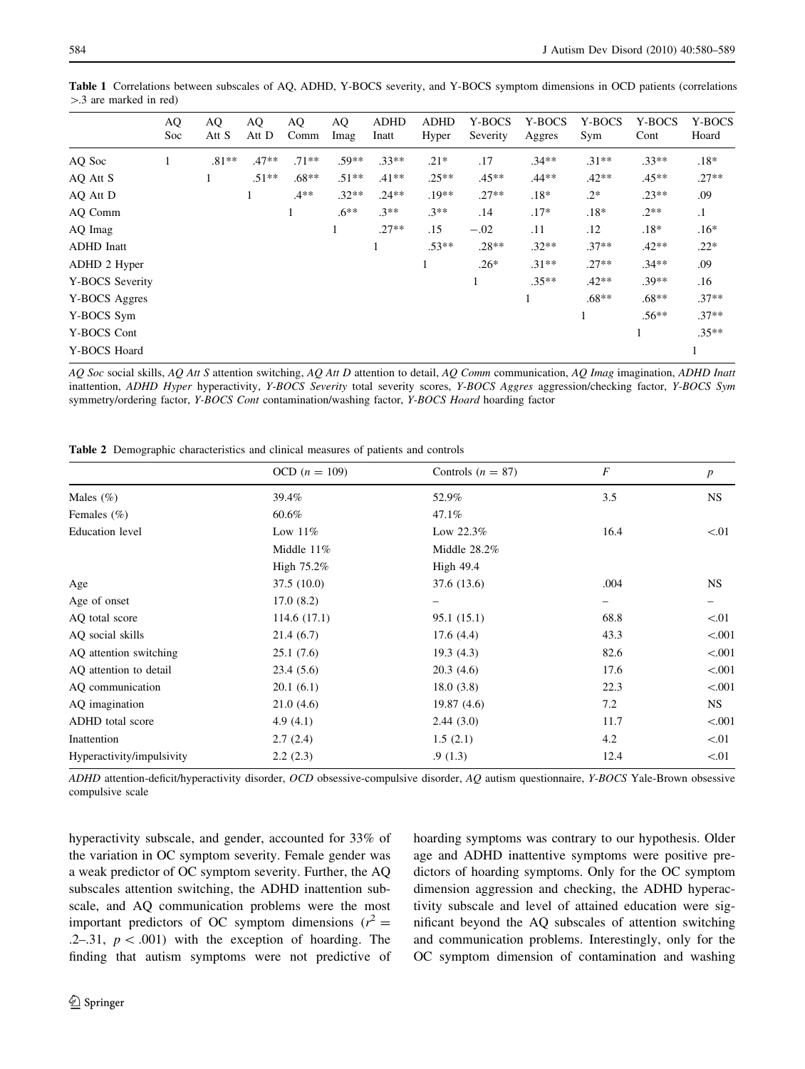**Table 1** Correlations between subscales of AQ, ADHD, Y-BOCS severity, and Y-BOCS symptom dimensions in OCD patients (correlations >.3 are marked in red)

| | AQ Soc | AQ Att S | AQ Att D | AQ Comm | AQ Imag | ADHD Inatt | ADHD Hyper | Y-BOCS Severity | Y-BOCS Aggres | Y-BOCS Sym | Y-BOCS Cont | Y-BOCS Hoard |
|---|---|---|---|---|---|---|---|---|---|---|---|---|
| AQ Soc | 1 | .81** | .47** | .71** | .59** | .33** | .21* | .17 | .34** | .31** | .33** | .18* |
| AQ Att S | | 1 | .51** | .68** | .51** | .41** | .25** | .45** | .44** | .42** | .45** | .27** |
| AQ Att D | | | 1 | .4** | .32** | .24** | .19** | .27** | .18* | .2* | .23** | .09 |
| AQ Comm | | | | 1 | .6** | .3** | .3** | .14 | .17* | .18* | .2** | .1 |
| AQ Imag | | | | | 1 | .27** | .15 | −.02 | .11 | .12 | .18* | .16* |
| ADHD Inatt | | | | | | 1 | .53** | .28** | .32** | .37** | .42** | .22* |
| ADHD 2 Hyper | | | | | | | 1 | .26* | .31** | .27** | .34** | .09 |
| Y-BOCS Severity | | | | | | | | 1 | .35** | .42** | .39** | .16 |
| Y-BOCS Aggres | | | | | | | | | 1 | .68** | .68** | .37** |
| Y-BOCS Sym | | | | | | | | | | 1 | .56** | .37** |
| Y-BOCS Cont | | | | | | | | | | | 1 | .35** |
| Y-BOCS Hoard | | | | | | | | | | | | 1 |

*AQ Soc* social skills, *AQ Att S* attention switching, *AQ Att D* attention to detail, *AQ Comm* communication, *AQ Imag* imagination, *ADHD Inatt* inattention, *ADHD Hyper* hyperactivity, *Y-BOCS Severity* total severity scores, *Y-BOCS Aggres* aggression/checking factor, *Y-BOCS Sym* symmetry/ordering factor, *Y-BOCS Cont* contamination/washing factor, *Y-BOCS Hoard* hoarding factor

**Table 2** Demographic characteristics and clinical measures of patients and controls

| | OCD ($n = 109$) | Controls ($n = 87$) | $F$ | $p$ |
|---|---|---|---|---|
| Males (%) | 39.4% | 52.9% | 3.5 | NS |
| Females (%) | 60.6% | 47.1% | | |
| Education level | Low 11% | Low 22.3% | 16.4 | <.01 |
| | Middle 11% | Middle 28.2% | | |
| | High 75.2% | High 49.4 | | |
| Age | 37.5 (10.0) | 37.6 (13.6) | .004 | NS |
| Age of onset | 17.0 (8.2) | – | – | – |
| AQ total score | 114.6 (17.1) | 95.1 (15.1) | 68.8 | <.01 |
| AQ social skills | 21.4 (6.7) | 17.6 (4.4) | 43.3 | <.001 |
| AQ attention switching | 25.1 (7.6) | 19.3 (4.3) | 82.6 | <.001 |
| AQ attention to detail | 23.4 (5.6) | 20.3 (4.6) | 17.6 | <.001 |
| AQ communication | 20.1 (6.1) | 18.0 (3.8) | 22.3 | <.001 |
| AQ imagination | 21.0 (4.6) | 19.87 (4.6) | 7.2 | NS |
| ADHD total score | 4.9 (4.1) | 2.44 (3.0) | 11.7 | <.001 |
| Inattention | 2.7 (2.4) | 1.5 (2.1) | 4.2 | <.01 |
| Hyperactivity/impulsivity | 2.2 (2.3) | .9 (1.3) | 12.4 | <.01 |

*ADHD* attention-deficit/hyperactivity disorder, *OCD* obsessive-compulsive disorder, *AQ* autism questionnaire, *Y-BOCS* Yale-Brown obsessive compulsive scale

hyperactivity subscale, and gender, accounted for 33% of the variation in OC symptom severity. Female gender was a weak predictor of OC symptom severity. Further, the AQ subscales attention switching, the ADHD inattention subscale, and AQ communication problems were the most important predictors of OC symptom dimensions ($r^2 = .2$–$.31$, $p < .001$) with the exception of hoarding. The finding that autism symptoms were not predictive of hoarding symptoms was contrary to our hypothesis. Older age and ADHD inattentive symptoms were positive predictors of hoarding symptoms. Only for the OC symptom dimension aggression and checking, the ADHD hyperactivity subscale and level of attained education were significant beyond the AQ subscales of attention switching and communication problems. Interestingly, only for the OC symptom dimension of contamination and washing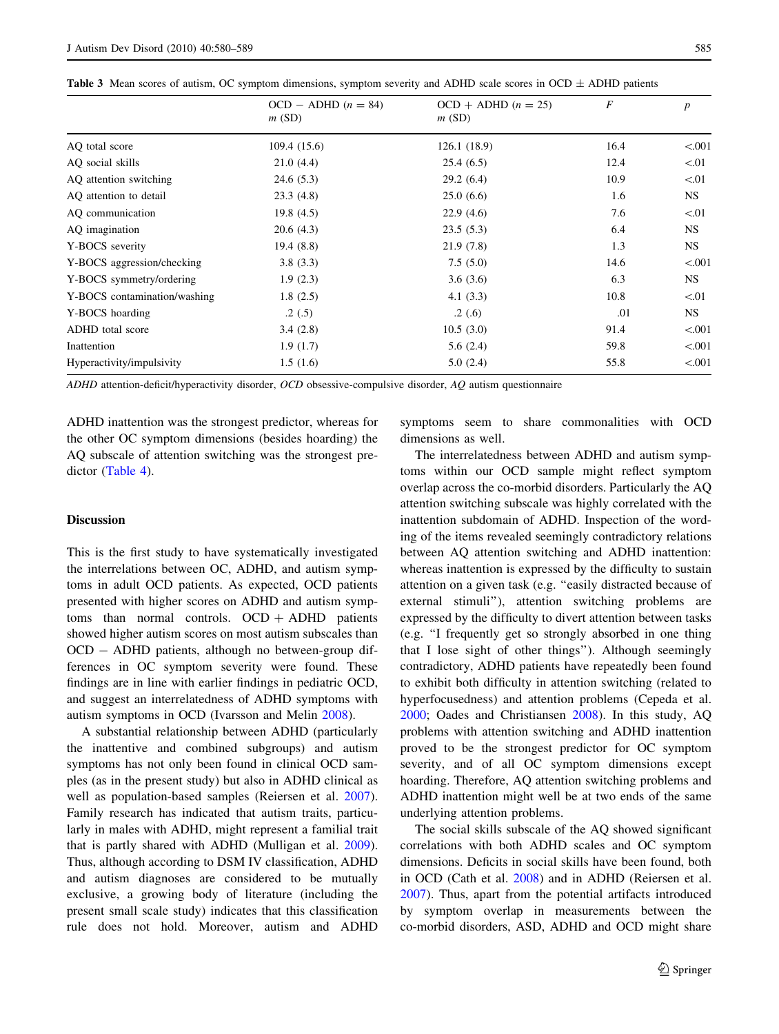**Table 3** Mean scores of autism, OC symptom dimensions, symptom severity and ADHD scale scores in OCD ± ADHD patients

| | OCD − ADHD ($n = 84$) $m$ (SD) | OCD + ADHD ($n = 25$) $m$ (SD) | $F$ | $p$ |
|---|---|---|---|---|
| AQ total score | 109.4 (15.6) | 126.1 (18.9) | 16.4 | <.001 |
| AQ social skills | 21.0 (4.4) | 25.4 (6.5) | 12.4 | <.01 |
| AQ attention switching | 24.6 (5.3) | 29.2 (6.4) | 10.9 | <.01 |
| AQ attention to detail | 23.3 (4.8) | 25.0 (6.6) | 1.6 | NS |
| AQ communication | 19.8 (4.5) | 22.9 (4.6) | 7.6 | <.01 |
| AQ imagination | 20.6 (4.3) | 23.5 (5.3) | 6.4 | NS |
| Y-BOCS severity | 19.4 (8.8) | 21.9 (7.8) | 1.3 | NS |
| Y-BOCS aggression/checking | 3.8 (3.3) | 7.5 (5.0) | 14.6 | <.001 |
| Y-BOCS symmetry/ordering | 1.9 (2.3) | 3.6 (3.6) | 6.3 | NS |
| Y-BOCS contamination/washing | 1.8 (2.5) | 4.1 (3.3) | 10.8 | <.01 |
| Y-BOCS hoarding | .2 (.5) | .2 (.6) | .01 | NS |
| ADHD total score | 3.4 (2.8) | 10.5 (3.0) | 91.4 | <.001 |
| Inattention | 1.9 (1.7) | 5.6 (2.4) | 59.8 | <.001 |
| Hyperactivity/impulsivity | 1.5 (1.6) | 5.0 (2.4) | 55.8 | <.001 |

*ADHD* attention-deficit/hyperactivity disorder, *OCD* obsessive-compulsive disorder, *AQ* autism questionnaire

ADHD inattention was the strongest predictor, whereas for the other OC symptom dimensions (besides hoarding) the AQ subscale of attention switching was the strongest predictor (Table 4).

## Discussion

This is the first study to have systematically investigated the interrelations between OC, ADHD, and autism symptoms in adult OCD patients. As expected, OCD patients presented with higher scores on ADHD and autism symptoms than normal controls. OCD + ADHD patients showed higher autism scores on most autism subscales than OCD − ADHD patients, although no between-group differences in OC symptom severity were found. These findings are in line with earlier findings in pediatric OCD, and suggest an interrelatedness of ADHD symptoms with autism symptoms in OCD (Ivarsson and Melin 2008).

A substantial relationship between ADHD (particularly the inattentive and combined subgroups) and autism symptoms has not only been found in clinical OCD samples (as in the present study) but also in ADHD clinical as well as population-based samples (Reiersen et al. 2007). Family research has indicated that autism traits, particularly in males with ADHD, might represent a familial trait that is partly shared with ADHD (Mulligan et al. 2009). Thus, although according to DSM IV classification, ADHD and autism diagnoses are considered to be mutually exclusive, a growing body of literature (including the present small scale study) indicates that this classification rule does not hold. Moreover, autism and ADHD symptoms seem to share commonalities with OCD dimensions as well.

The interrelatedness between ADHD and autism symptoms within our OCD sample might reflect symptom overlap across the co-morbid disorders. Particularly the AQ attention switching subscale was highly correlated with the inattention subdomain of ADHD. Inspection of the wording of the items revealed seemingly contradictory relations between AQ attention switching and ADHD inattention: whereas inattention is expressed by the difficulty to sustain attention on a given task (e.g. "easily distracted because of external stimuli"), attention switching problems are expressed by the difficulty to divert attention between tasks (e.g. "I frequently get so strongly absorbed in one thing that I lose sight of other things"). Although seemingly contradictory, ADHD patients have repeatedly been found to exhibit both difficulty in attention switching (related to hyperfocusedness) and attention problems (Cepeda et al. 2000; Oades and Christiansen 2008). In this study, AQ problems with attention switching and ADHD inattention proved to be the strongest predictor for OC symptom severity, and of all OC symptom dimensions except hoarding. Therefore, AQ attention switching problems and ADHD inattention might well be at two ends of the same underlying attention problems.

The social skills subscale of the AQ showed significant correlations with both ADHD scales and OC symptom dimensions. Deficits in social skills have been found, both in OCD (Cath et al. 2008) and in ADHD (Reiersen et al. 2007). Thus, apart from the potential artifacts introduced by symptom overlap in measurements between the co-morbid disorders, ASD, ADHD and OCD might share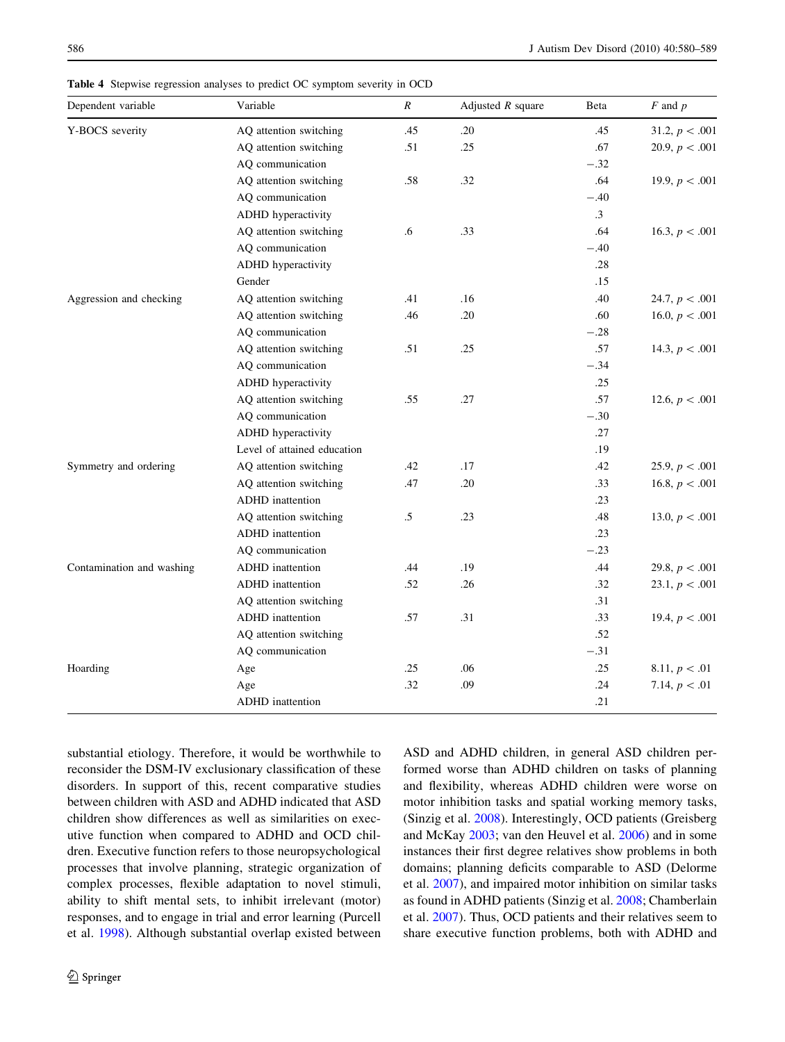**Table 4** Stepwise regression analyses to predict OC symptom severity in OCD

| Dependent variable | Variable | R | Adjusted R square | Beta | F and p |
|---|---|---|---|---|---|
| Y-BOCS severity | AQ attention switching | .45 | .20 | .45 | 31.2, $p < .001$ |
| | AQ attention switching | .51 | .25 | .67 | 20.9, $p < .001$ |
| | AQ communication | | | −.32 | |
| | AQ attention switching | .58 | .32 | .64 | 19.9, $p < .001$ |
| | AQ communication | | | −.40 | |
| | ADHD hyperactivity | | | .3 | |
| | AQ attention switching | .6 | .33 | .64 | 16.3, $p < .001$ |
| | AQ communication | | | −.40 | |
| | ADHD hyperactivity | | | .28 | |
| | Gender | | | .15 | |
| Aggression and checking | AQ attention switching | .41 | .16 | .40 | 24.7, $p < .001$ |
| | AQ attention switching | .46 | .20 | .60 | 16.0, $p < .001$ |
| | AQ communication | | | −.28 | |
| | AQ attention switching | .51 | .25 | .57 | 14.3, $p < .001$ |
| | AQ communication | | | −.34 | |
| | ADHD hyperactivity | | | .25 | |
| | AQ attention switching | .55 | .27 | .57 | 12.6, $p < .001$ |
| | AQ communication | | | −.30 | |
| | ADHD hyperactivity | | | .27 | |
| | Level of attained education | | | .19 | |
| Symmetry and ordering | AQ attention switching | .42 | .17 | .42 | 25.9, $p < .001$ |
| | AQ attention switching | .47 | .20 | .33 | 16.8, $p < .001$ |
| | ADHD inattention | | | .23 | |
| | AQ attention switching | .5 | .23 | .48 | 13.0, $p < .001$ |
| | ADHD inattention | | | .23 | |
| | AQ communication | | | −.23 | |
| Contamination and washing | ADHD inattention | .44 | .19 | .44 | 29.8, $p < .001$ |
| | ADHD inattention | .52 | .26 | .32 | 23.1, $p < .001$ |
| | AQ attention switching | | | .31 | |
| | ADHD inattention | .57 | .31 | .33 | 19.4, $p < .001$ |
| | AQ attention switching | | | .52 | |
| | AQ communication | | | −.31 | |
| Hoarding | Age | .25 | .06 | .25 | 8.11, $p < .01$ |
| | Age | .32 | .09 | .24 | 7.14, $p < .01$ |
| | ADHD inattention | | | .21 | |

substantial etiology. Therefore, it would be worthwhile to reconsider the DSM-IV exclusionary classification of these disorders. In support of this, recent comparative studies between children with ASD and ADHD indicated that ASD children show differences as well as similarities on executive function when compared to ADHD and OCD children. Executive function refers to those neuropsychological processes that involve planning, strategic organization of complex processes, flexible adaptation to novel stimuli, ability to shift mental sets, to inhibit irrelevant (motor) responses, and to engage in trial and error learning (Purcell et al. 1998). Although substantial overlap existed between ASD and ADHD children, in general ASD children performed worse than ADHD children on tasks of planning and flexibility, whereas ADHD children were worse on motor inhibition tasks and spatial working memory tasks, (Sinzig et al. 2008). Interestingly, OCD patients (Greisberg and McKay 2003; van den Heuvel et al. 2006) and in some instances their first degree relatives show problems in both domains; planning deficits comparable to ASD (Delorme et al. 2007), and impaired motor inhibition on similar tasks as found in ADHD patients (Sinzig et al. 2008; Chamberlain et al. 2007). Thus, OCD patients and their relatives seem to share executive function problems, both with ADHD and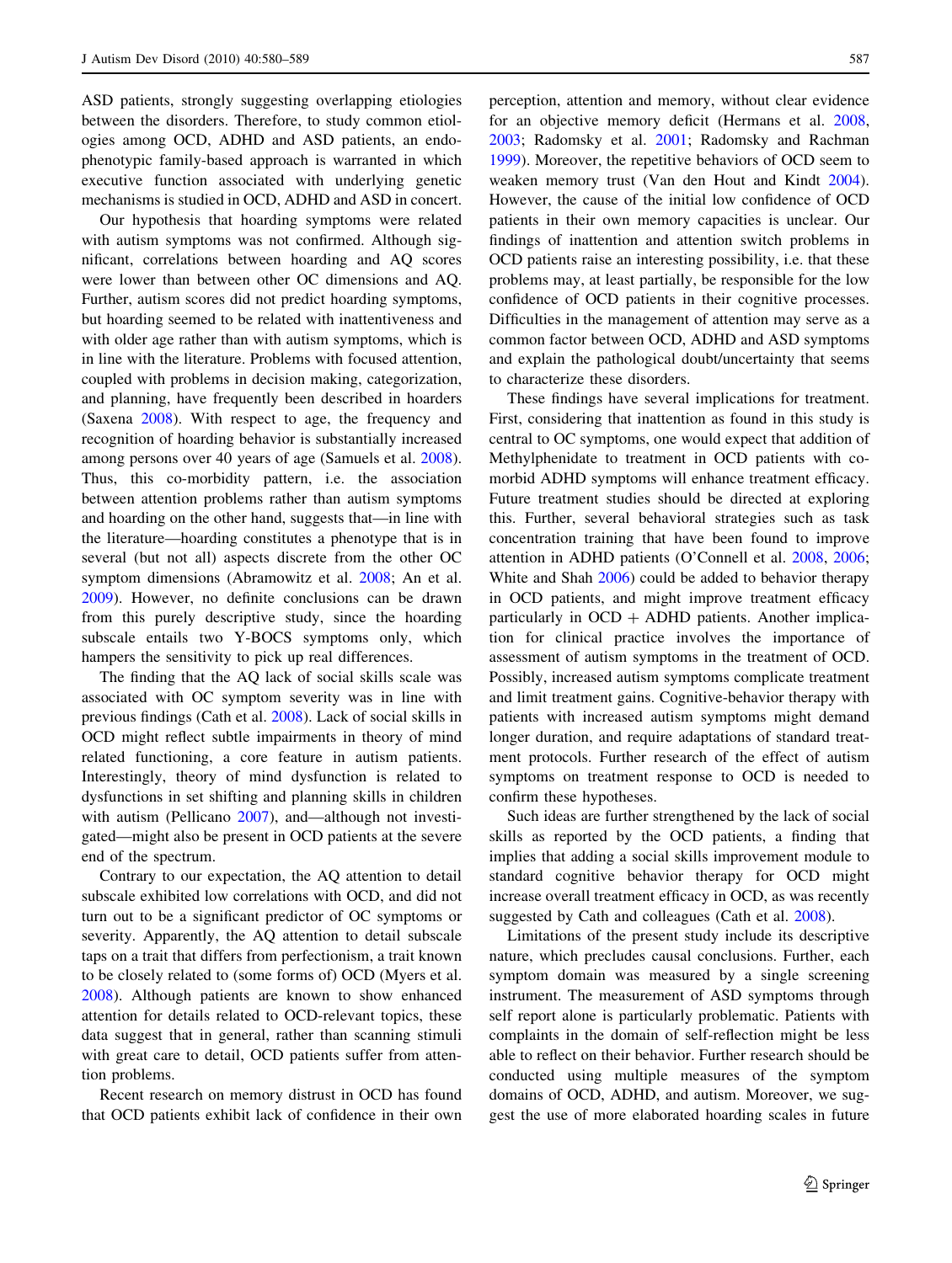ASD patients, strongly suggesting overlapping etiologies between the disorders. Therefore, to study common etiologies among OCD, ADHD and ASD patients, an endophenotypic family-based approach is warranted in which executive function associated with underlying genetic mechanisms is studied in OCD, ADHD and ASD in concert.

Our hypothesis that hoarding symptoms were related with autism symptoms was not confirmed. Although significant, correlations between hoarding and AQ scores were lower than between other OC dimensions and AQ. Further, autism scores did not predict hoarding symptoms, but hoarding seemed to be related with inattentiveness and with older age rather than with autism symptoms, which is in line with the literature. Problems with focused attention, coupled with problems in decision making, categorization, and planning, have frequently been described in hoarders (Saxena 2008). With respect to age, the frequency and recognition of hoarding behavior is substantially increased among persons over 40 years of age (Samuels et al. 2008). Thus, this co-morbidity pattern, i.e. the association between attention problems rather than autism symptoms and hoarding on the other hand, suggests that—in line with the literature—hoarding constitutes a phenotype that is in several (but not all) aspects discrete from the other OC symptom dimensions (Abramowitz et al. 2008; An et al. 2009). However, no definite conclusions can be drawn from this purely descriptive study, since the hoarding subscale entails two Y-BOCS symptoms only, which hampers the sensitivity to pick up real differences.

The finding that the AQ lack of social skills scale was associated with OC symptom severity was in line with previous findings (Cath et al. 2008). Lack of social skills in OCD might reflect subtle impairments in theory of mind related functioning, a core feature in autism patients. Interestingly, theory of mind dysfunction is related to dysfunctions in set shifting and planning skills in children with autism (Pellicano 2007), and—although not investigated—might also be present in OCD patients at the severe end of the spectrum.

Contrary to our expectation, the AQ attention to detail subscale exhibited low correlations with OCD, and did not turn out to be a significant predictor of OC symptoms or severity. Apparently, the AQ attention to detail subscale taps on a trait that differs from perfectionism, a trait known to be closely related to (some forms of) OCD (Myers et al. 2008). Although patients are known to show enhanced attention for details related to OCD-relevant topics, these data suggest that in general, rather than scanning stimuli with great care to detail, OCD patients suffer from attention problems.

Recent research on memory distrust in OCD has found that OCD patients exhibit lack of confidence in their own perception, attention and memory, without clear evidence for an objective memory deficit (Hermans et al. 2008, 2003; Radomsky et al. 2001; Radomsky and Rachman 1999). Moreover, the repetitive behaviors of OCD seem to weaken memory trust (Van den Hout and Kindt 2004). However, the cause of the initial low confidence of OCD patients in their own memory capacities is unclear. Our findings of inattention and attention switch problems in OCD patients raise an interesting possibility, i.e. that these problems may, at least partially, be responsible for the low confidence of OCD patients in their cognitive processes. Difficulties in the management of attention may serve as a common factor between OCD, ADHD and ASD symptoms and explain the pathological doubt/uncertainty that seems to characterize these disorders.

These findings have several implications for treatment. First, considering that inattention as found in this study is central to OC symptoms, one would expect that addition of Methylphenidate to treatment in OCD patients with co-morbid ADHD symptoms will enhance treatment efficacy. Future treatment studies should be directed at exploring this. Further, several behavioral strategies such as task concentration training that have been found to improve attention in ADHD patients (O'Connell et al. 2008, 2006; White and Shah 2006) could be added to behavior therapy in OCD patients, and might improve treatment efficacy particularly in OCD + ADHD patients. Another implication for clinical practice involves the importance of assessment of autism symptoms in the treatment of OCD. Possibly, increased autism symptoms complicate treatment and limit treatment gains. Cognitive-behavior therapy with patients with increased autism symptoms might demand longer duration, and require adaptations of standard treatment protocols. Further research of the effect of autism symptoms on treatment response to OCD is needed to confirm these hypotheses.

Such ideas are further strengthened by the lack of social skills as reported by the OCD patients, a finding that implies that adding a social skills improvement module to standard cognitive behavior therapy for OCD might increase overall treatment efficacy in OCD, as was recently suggested by Cath and colleagues (Cath et al. 2008).

Limitations of the present study include its descriptive nature, which precludes causal conclusions. Further, each symptom domain was measured by a single screening instrument. The measurement of ASD symptoms through self report alone is particularly problematic. Patients with complaints in the domain of self-reflection might be less able to reflect on their behavior. Further research should be conducted using multiple measures of the symptom domains of OCD, ADHD, and autism. Moreover, we suggest the use of more elaborated hoarding scales in future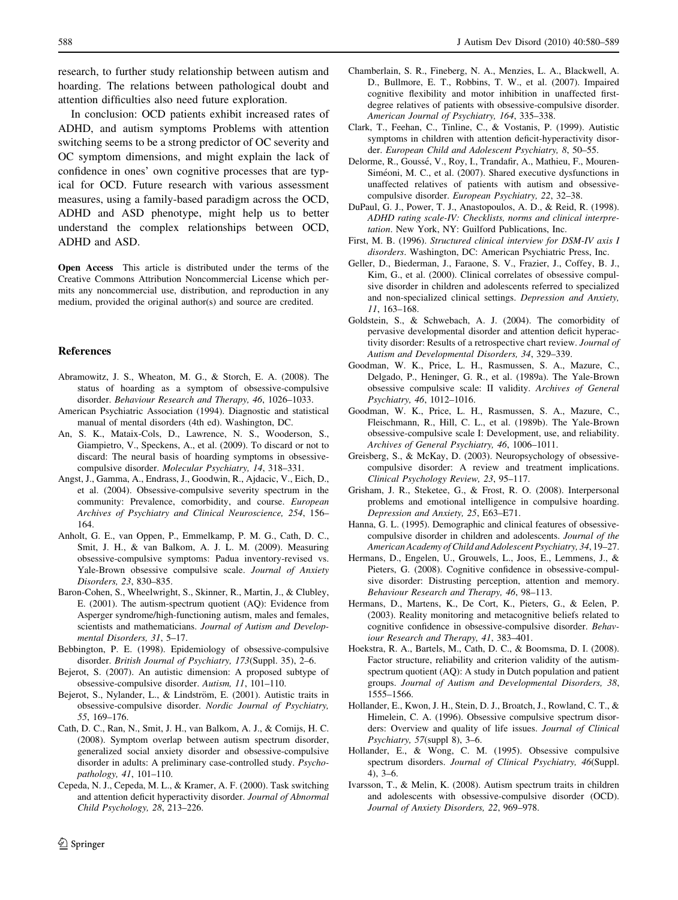research, to further study relationship between autism and hoarding. The relations between pathological doubt and attention difficulties also need future exploration.

In conclusion: OCD patients exhibit increased rates of ADHD, and autism symptoms Problems with attention switching seems to be a strong predictor of OC severity and OC symptom dimensions, and might explain the lack of confidence in ones' own cognitive processes that are typical for OCD. Future research with various assessment measures, using a family-based paradigm across the OCD, ADHD and ASD phenotype, might help us to better understand the complex relationships between OCD, ADHD and ASD.

**Open Access** This article is distributed under the terms of the Creative Commons Attribution Noncommercial License which permits any noncommercial use, distribution, and reproduction in any medium, provided the original author(s) and source are credited.

## References

Abramowitz, J. S., Wheaton, M. G., & Storch, E. A. (2008). The status of hoarding as a symptom of obsessive-compulsive disorder. *Behaviour Research and Therapy, 46*, 1026–1033.

American Psychiatric Association (1994). Diagnostic and statistical manual of mental disorders (4th ed). Washington, DC.

An, S. K., Mataix-Cols, D., Lawrence, N. S., Wooderson, S., Giampietro, V., Speckens, A., et al. (2009). To discard or not to discard: The neural basis of hoarding symptoms in obsessive-compulsive disorder. *Molecular Psychiatry, 14*, 318–331.

Angst, J., Gamma, A., Endrass, J., Goodwin, R., Ajdacic, V., Eich, D., et al. (2004). Obsessive-compulsive severity spectrum in the community: Prevalence, comorbidity, and course. *European Archives of Psychiatry and Clinical Neuroscience, 254*, 156–164.

Anholt, G. E., van Oppen, P., Emmelkamp, P. M. G., Cath, D. C., Smit, J. H., & van Balkom, A. J. L. M. (2009). Measuring obsessive-compulsive symptoms: Padua inventory-revised vs. Yale-Brown obsessive compulsive scale. *Journal of Anxiety Disorders, 23*, 830–835.

Baron-Cohen, S., Wheelwright, S., Skinner, R., Martin, J., & Clubley, E. (2001). The autism-spectrum quotient (AQ): Evidence from Asperger syndrome/high-functioning autism, males and females, scientists and mathematicians. *Journal of Autism and Developmental Disorders, 31*, 5–17.

Bebbington, P. E. (1998). Epidemiology of obsessive-compulsive disorder. *British Journal of Psychiatry, 173*(Suppl. 35), 2–6.

Bejerot, S. (2007). An autistic dimension: A proposed subtype of obsessive-compulsive disorder. *Autism, 11*, 101–110.

Bejerot, S., Nylander, L., & Lindström, E. (2001). Autistic traits in obsessive-compulsive disorder. *Nordic Journal of Psychiatry, 55*, 169–176.

Cath, D. C., Ran, N., Smit, J. H., van Balkom, A. J., & Comijs, H. C. (2008). Symptom overlap between autism spectrum disorder, generalized social anxiety disorder and obsessive-compulsive disorder in adults: A preliminary case-controlled study. *Psychopathology, 41*, 101–110.

Cepeda, N. J., Cepeda, M. L., & Kramer, A. F. (2000). Task switching and attention deficit hyperactivity disorder. *Journal of Abnormal Child Psychology, 28*, 213–226.

Chamberlain, S. R., Fineberg, N. A., Menzies, L. A., Blackwell, A. D., Bullmore, E. T., Robbins, T. W., et al. (2007). Impaired cognitive flexibility and motor inhibition in unaffected first-degree relatives of patients with obsessive-compulsive disorder. *American Journal of Psychiatry, 164*, 335–338.

Clark, T., Feehan, C., Tinline, C., & Vostanis, P. (1999). Autistic symptoms in children with attention deficit-hyperactivity disorder. *European Child and Adolescent Psychiatry, 8*, 50–55.

Delorme, R., Goussé, V., Roy, I., Trandafir, A., Mathieu, F., Mouren-Siméoni, M. C., et al. (2007). Shared executive dysfunctions in unaffected relatives of patients with autism and obsessive-compulsive disorder. *European Psychiatry, 22*, 32–38.

DuPaul, G. J., Power, T. J., Anastopoulos, A. D., & Reid, R. (1998). *ADHD rating scale-IV: Checklists, norms and clinical interpretation*. New York, NY: Guilford Publications, Inc.

First, M. B. (1996). *Structured clinical interview for DSM-IV axis I disorders*. Washington, DC: American Psychiatric Press, Inc.

Geller, D., Biederman, J., Faraone, S. V., Frazier, J., Coffey, B. J., Kim, G., et al. (2000). Clinical correlates of obsessive compulsive disorder in children and adolescents referred to specialized and non-specialized clinical settings. *Depression and Anxiety, 11*, 163–168.

Goldstein, S., & Schwebach, A. J. (2004). The comorbidity of pervasive developmental disorder and attention deficit hyperactivity disorder: Results of a retrospective chart review. *Journal of Autism and Developmental Disorders, 34*, 329–339.

Goodman, W. K., Price, L. H., Rasmussen, S. A., Mazure, C., Delgado, P., Heninger, G. R., et al. (1989a). The Yale-Brown obsessive compulsive scale: II validity. *Archives of General Psychiatry, 46*, 1012–1016.

Goodman, W. K., Price, L. H., Rasmussen, S. A., Mazure, C., Fleischmann, R., Hill, C. L., et al. (1989b). The Yale-Brown obsessive-compulsive scale I: Development, use, and reliability. *Archives of General Psychiatry, 46*, 1006–1011.

Greisberg, S., & McKay, D. (2003). Neuropsychology of obsessive-compulsive disorder: A review and treatment implications. *Clinical Psychology Review, 23*, 95–117.

Grisham, J. R., Steketee, G., & Frost, R. O. (2008). Interpersonal problems and emotional intelligence in compulsive hoarding. *Depression and Anxiety, 25*, E63–E71.

Hanna, G. L. (1995). Demographic and clinical features of obsessive-compulsive disorder in children and adolescents. *Journal of the American Academy of Child and Adolescent Psychiatry, 34*, 19–27.

Hermans, D., Engelen, U., Grouwels, L., Joos, E., Lemmens, J., & Pieters, G. (2008). Cognitive confidence in obsessive-compulsive disorder: Distrusting perception, attention and memory. *Behaviour Research and Therapy, 46*, 98–113.

Hermans, D., Martens, K., De Cort, K., Pieters, G., & Eelen, P. (2003). Reality monitoring and metacognitive beliefs related to cognitive confidence in obsessive-compulsive disorder. *Behaviour Research and Therapy, 41*, 383–401.

Hoekstra, R. A., Bartels, M., Cath, D. C., & Boomsma, D. I. (2008). Factor structure, reliability and criterion validity of the autism-spectrum quotient (AQ): A study in Dutch population and patient groups. *Journal of Autism and Developmental Disorders, 38*, 1555–1566.

Hollander, E., Kwon, J. H., Stein, D. J., Broatch, J., Rowland, C. T., & Himelein, C. A. (1996). Obsessive compulsive spectrum disorders: Overview and quality of life issues. *Journal of Clinical Psychiatry, 57*(suppl 8), 3–6.

Hollander, E., & Wong, C. M. (1995). Obsessive compulsive spectrum disorders. *Journal of Clinical Psychiatry, 46*(Suppl. 4), 3–6.

Ivarsson, T., & Melin, K. (2008). Autism spectrum traits in children and adolescents with obsessive-compulsive disorder (OCD). *Journal of Anxiety Disorders, 22*, 969–978.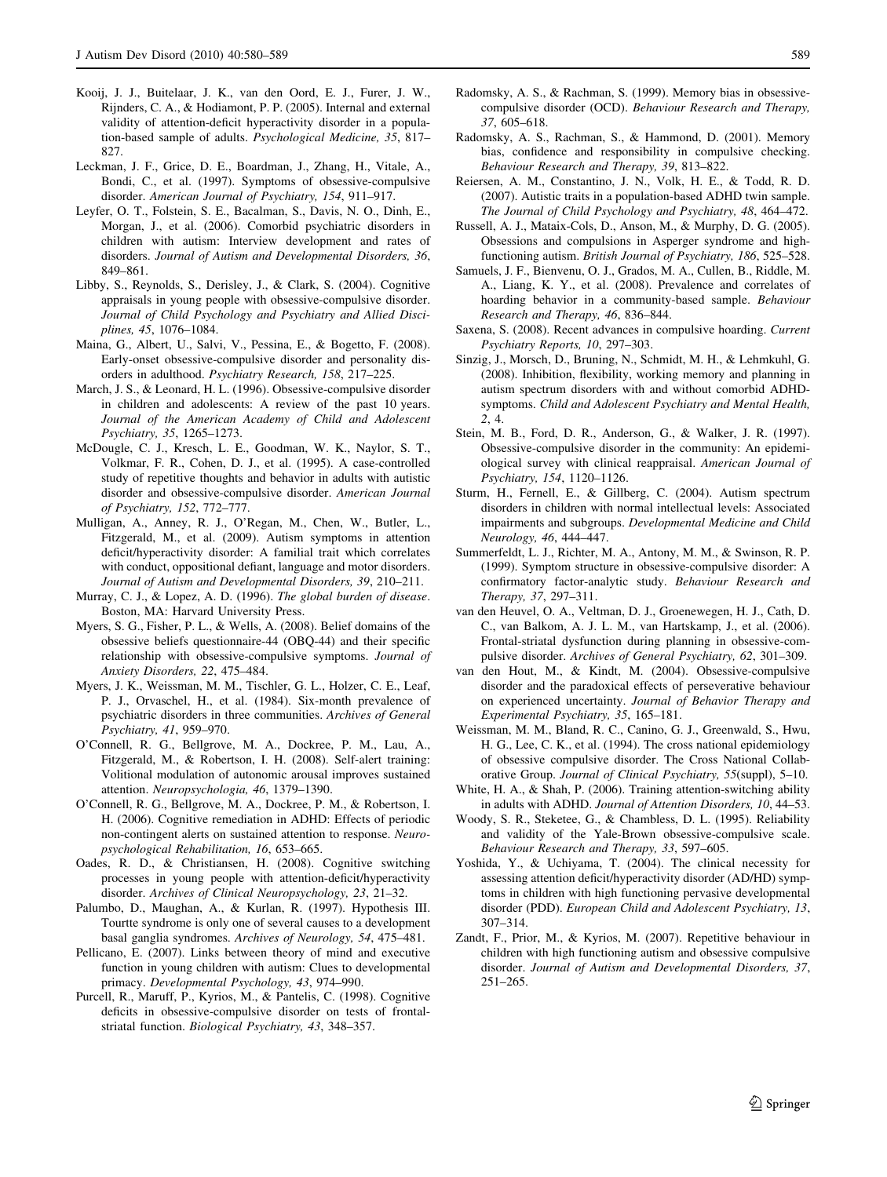Kooij, J. J., Buitelaar, J. K., van den Oord, E. J., Furer, J. W., Rijnders, C. A., & Hodiamont, P. P. (2005). Internal and external validity of attention-deficit hyperactivity disorder in a population-based sample of adults. *Psychological Medicine, 35*, 817–827.

Leckman, J. F., Grice, D. E., Boardman, J., Zhang, H., Vitale, A., Bondi, C., et al. (1997). Symptoms of obsessive-compulsive disorder. *American Journal of Psychiatry, 154*, 911–917.

Leyfer, O. T., Folstein, S. E., Bacalman, S., Davis, N. O., Dinh, E., Morgan, J., et al. (2006). Comorbid psychiatric disorders in children with autism: Interview development and rates of disorders. *Journal of Autism and Developmental Disorders, 36*, 849–861.

Libby, S., Reynolds, S., Derisley, J., & Clark, S. (2004). Cognitive appraisals in young people with obsessive-compulsive disorder. *Journal of Child Psychology and Psychiatry and Allied Disciplines, 45*, 1076–1084.

Maina, G., Albert, U., Salvi, V., Pessina, E., & Bogetto, F. (2008). Early-onset obsessive-compulsive disorder and personality disorders in adulthood. *Psychiatry Research, 158*, 217–225.

March, J. S., & Leonard, H. L. (1996). Obsessive-compulsive disorder in children and adolescents: A review of the past 10 years. *Journal of the American Academy of Child and Adolescent Psychiatry, 35*, 1265–1273.

McDougle, C. J., Kresch, L. E., Goodman, W. K., Naylor, S. T., Volkmar, F. R., Cohen, D. J., et al. (1995). A case-controlled study of repetitive thoughts and behavior in adults with autistic disorder and obsessive-compulsive disorder. *American Journal of Psychiatry, 152*, 772–777.

Mulligan, A., Anney, R. J., O'Regan, M., Chen, W., Butler, L., Fitzgerald, M., et al. (2009). Autism symptoms in attention deficit/hyperactivity disorder: A familial trait which correlates with conduct, oppositional defiant, language and motor disorders. *Journal of Autism and Developmental Disorders, 39*, 210–211.

Murray, C. J., & Lopez, A. D. (1996). *The global burden of disease*. Boston, MA: Harvard University Press.

Myers, S. G., Fisher, P. L., & Wells, A. (2008). Belief domains of the obsessive beliefs questionnaire-44 (OBQ-44) and their specific relationship with obsessive-compulsive symptoms. *Journal of Anxiety Disorders, 22*, 475–484.

Myers, J. K., Weissman, M. M., Tischler, G. L., Holzer, C. E., Leaf, P. J., Orvaschel, H., et al. (1984). Six-month prevalence of psychiatric disorders in three communities. *Archives of General Psychiatry, 41*, 959–970.

O'Connell, R. G., Bellgrove, M. A., Dockree, P. M., Lau, A., Fitzgerald, M., & Robertson, I. H. (2008). Self-alert training: Volitional modulation of autonomic arousal improves sustained attention. *Neuropsychologia, 46*, 1379–1390.

O'Connell, R. G., Bellgrove, M. A., Dockree, P. M., & Robertson, I. H. (2006). Cognitive remediation in ADHD: Effects of periodic non-contingent alerts on sustained attention to response. *Neuropsychological Rehabilitation, 16*, 653–665.

Oades, R. D., & Christiansen, H. (2008). Cognitive switching processes in young people with attention-deficit/hyperactivity disorder. *Archives of Clinical Neuropsychology, 23*, 21–32.

Palumbo, D., Maughan, A., & Kurlan, R. (1997). Hypothesis III. Tourtte syndrome is only one of several causes to a development basal ganglia syndromes. *Archives of Neurology, 54*, 475–481.

Pellicano, E. (2007). Links between theory of mind and executive function in young children with autism: Clues to developmental primacy. *Developmental Psychology, 43*, 974–990.

Purcell, R., Maruff, P., Kyrios, M., & Pantelis, C. (1998). Cognitive deficits in obsessive-compulsive disorder on tests of frontal-striatal function. *Biological Psychiatry, 43*, 348–357.

Radomsky, A. S., & Rachman, S. (1999). Memory bias in obsessive-compulsive disorder (OCD). *Behaviour Research and Therapy, 37*, 605–618.

Radomsky, A. S., Rachman, S., & Hammond, D. (2001). Memory bias, confidence and responsibility in compulsive checking. *Behaviour Research and Therapy, 39*, 813–822.

Reiersen, A. M., Constantino, J. N., Volk, H. E., & Todd, R. D. (2007). Autistic traits in a population-based ADHD twin sample. *The Journal of Child Psychology and Psychiatry, 48*, 464–472.

Russell, A. J., Mataix-Cols, D., Anson, M., & Murphy, D. G. (2005). Obsessions and compulsions in Asperger syndrome and high-functioning autism. *British Journal of Psychiatry, 186*, 525–528.

Samuels, J. F., Bienvenu, O. J., Grados, M. A., Cullen, B., Riddle, M. A., Liang, K. Y., et al. (2008). Prevalence and correlates of hoarding behavior in a community-based sample. *Behaviour Research and Therapy, 46*, 836–844.

Saxena, S. (2008). Recent advances in compulsive hoarding. *Current Psychiatry Reports, 10*, 297–303.

Sinzig, J., Morsch, D., Bruning, N., Schmidt, M. H., & Lehmkuhl, G. (2008). Inhibition, flexibility, working memory and planning in autism spectrum disorders with and without comorbid ADHD-symptoms. *Child and Adolescent Psychiatry and Mental Health, 2*, 4.

Stein, M. B., Ford, D. R., Anderson, G., & Walker, J. R. (1997). Obsessive-compulsive disorder in the community: An epidemiological survey with clinical reappraisal. *American Journal of Psychiatry, 154*, 1120–1126.

Sturm, H., Fernell, E., & Gillberg, C. (2004). Autism spectrum disorders in children with normal intellectual levels: Associated impairments and subgroups. *Developmental Medicine and Child Neurology, 46*, 444–447.

Summerfeldt, L. J., Richter, M. A., Antony, M. M., & Swinson, R. P. (1999). Symptom structure in obsessive-compulsive disorder: A confirmatory factor-analytic study. *Behaviour Research and Therapy, 37*, 297–311.

van den Heuvel, O. A., Veltman, D. J., Groenewegen, H. J., Cath, D. C., van Balkom, A. J. L. M., van Hartskamp, J., et al. (2006). Frontal-striatal dysfunction during planning in obsessive-compulsive disorder. *Archives of General Psychiatry, 62*, 301–309.

van den Hout, M., & Kindt, M. (2004). Obsessive-compulsive disorder and the paradoxical effects of perseverative behaviour on experienced uncertainty. *Journal of Behavior Therapy and Experimental Psychiatry, 35*, 165–181.

Weissman, M. M., Bland, R. C., Canino, G. J., Greenwald, S., Hwu, H. G., Lee, C. K., et al. (1994). The cross national epidemiology of obsessive compulsive disorder. The Cross National Collaborative Group. *Journal of Clinical Psychiatry, 55*(suppl), 5–10.

White, H. A., & Shah, P. (2006). Training attention-switching ability in adults with ADHD. *Journal of Attention Disorders, 10*, 44–53.

Woody, S. R., Steketee, G., & Chambless, D. L. (1995). Reliability and validity of the Yale-Brown obsessive-compulsive scale. *Behaviour Research and Therapy, 33*, 597–605.

Yoshida, Y., & Uchiyama, T. (2004). The clinical necessity for assessing attention deficit/hyperactivity disorder (AD/HD) symptoms in children with high functioning pervasive developmental disorder (PDD). *European Child and Adolescent Psychiatry, 13*, 307–314.

Zandt, F., Prior, M., & Kyrios, M. (2007). Repetitive behaviour in children with high functioning autism and obsessive compulsive disorder. *Journal of Autism and Developmental Disorders, 37*, 251–265.